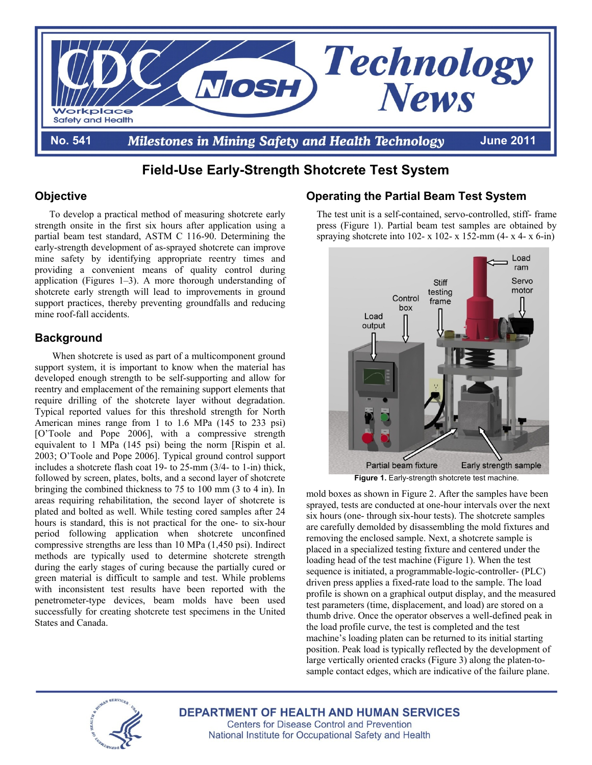# Field-Use Early-Strength Shotcrete Test System

## Objective

To develop a practical method of measuring shotcrete early strength onsite in the first six hours after application using a partial beam test standard, ASTM C 116-90. Determining the early-strength development of as-sprayed shotcrete can improve mine safety by identifying appropriate reentry times and providing a convenient means of quality control during application (Figures 1–3). A more thorough understanding of shotcrete early strength will lead to improvements in ground support practices, thereby preventing groundfalls and reducing mine roof-fall accidents.

## Background

When shotcrete is used as part of a multicomponent ground support system, it is important to know when the material has developed enough strength to be self-supporting and allow for reentry and emplacement of the remaining support elements that require drilling of the shotcrete layer without degradation. Typical reported values for this threshold strength for North American mines range from 1 to 1.6 MPa (145 to 233 psi) [O'Toole and Pope 2006], with a compressive strength equivalent to 1 MPa (145 psi) being the norm [Rispin et al. 2003; O'Toole and Pope 2006]. Typical ground control support includes a shotcrete flash coat 19- to 25-mm (3/4- to 1-in) thick, followed by screen, plates, bolts, and a second layer of shotcrete bringing the combined thickness to 75 to 100 mm (3 to 4 in). In areas requiring rehabilitation, the second layer of shotcrete is plated and bolted as well. While testing cored samples after 24 hours is standard, this is not practical for the one- to six-hour period following application when shotcrete unconfined compressive strengths are less than 10 MPa (1,450 psi). Indirect methods are typically used to determine shotcrete strength during the early stages of curing because the partially cured or green material is difficult to sample and test. While problems with inconsistent test results have been reported with the penetrometer-type devices, beam molds have been used successfully for creating shotcrete test specimens in the United States and Canada.

## Operating the Partial Beam Test System

The test unit is a self-contained, servo-controlled, stiff- frame press (Figure 1). Partial beam test samples are obtained by spraying shotcrete into 102- x 102- x 152-mm (4- x 4- x 6-in) mold boxes as shown in Figure 2. After the samples have been sprayed, tests are conducted at one-hour intervals over the next six hours (one- through six-hour tests). The shotcrete samples are carefully demolded by disassembling the mold fixtures and removing the enclosed sample. Next, a shotcrete sample is placed in a specialized testing fixture and centered under the loading head of the test machine (Figure 1). When the test sequence is initiated, a programmable-logic-controller- (PLC) driven press applies a fixed-rate load to the sample. The load profile is shown on a graphical output display, and the measured test parameters (time, displacement, and load) are stored on a thumb drive. Once the operator observes a well-defined peak in the load profile curve, the test is completed and the test machine's loading platen can be returned to its initial starting position. Peak load is typically reflected by the development of large vertically oriented cracks (Figure 3) along the platen-to-sample contact edges, which are indicative of the failure plane.

**Figure 1.** Early-strength shotcrete test machine.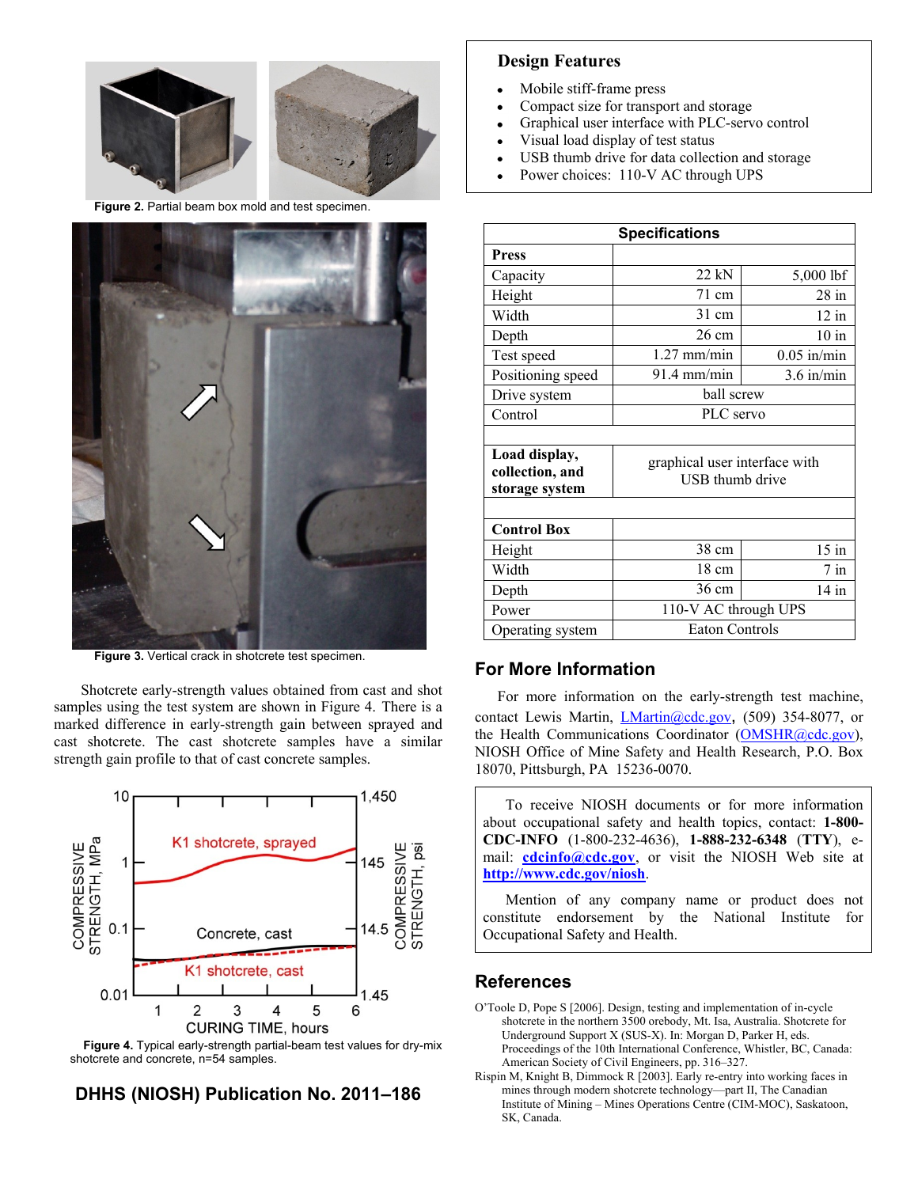Figure 2. Partial beam box mold and test specimen.

Figure 3. Vertical crack in shotcrete test specimen.

Shotcrete early-strength values obtained from cast and shot samples using the test system are shown in Figure 4. There is a marked difference in early-strength gain between sprayed and cast shotcrete. The cast shotcrete samples have a similar strength gain profile to that of cast concrete samples.

COMPRESSIVE STRENGTH, MPa
10
1
0.1
0.01
COMPRESSIVE STRENGTH, psi
1,450
145
14.5
1.45
K1 shotcrete, sprayed
Concrete, cast
K1 shotcrete, cast
1 2 3 4 5 6
CURING TIME, hours

Figure 4. Typical early-strength partial-beam test values for dry-mix shotcrete and concrete, n=54 samples.

## DHHS (NIOSH) Publication No. 2011–186

## Design Features

- Mobile stiff-frame press
- Compact size for transport and storage
- Graphical user interface with PLC-servo control
- Visual load display of test status
- USB thumb drive for data collection and storage
- Power choices: 110-V AC through UPS

| Specifications | | |
|---|---|---|
| **Press** | | |
| Capacity | 22 kN | 5,000 lbf |
| Height | 71 cm | 28 in |
| Width | 31 cm | 12 in |
| Depth | 26 cm | 10 in |
| Test speed | 1.27 mm/min | 0.05 in/min |
| Positioning speed | 91.4 mm/min | 3.6 in/min |
| Drive system | ball screw | |
| Control | PLC servo | |
| | | |
| **Load display, collection, and storage system** | graphical user interface with USB thumb drive | |
| | | |
| **Control Box** | | |
| Height | 38 cm | 15 in |
| Width | 18 cm | 7 in |
| Depth | 36 cm | 14 in |
| Power | 110-V AC through UPS | |
| Operating system | Eaton Controls | |

## For More Information

For more information on the early-strength test machine, contact Lewis Martin, LMartin@cdc.gov, (509) 354-8077, or the Health Communications Coordinator (OMSHR@cdc.gov), NIOSH Office of Mine Safety and Health Research, P.O. Box 18070, Pittsburgh, PA 15236-0070.

To receive NIOSH documents or for more information about occupational safety and health topics, contact: **1-800-CDC-INFO** (1-800-232-4636), **1-888-232-6348** (**TTY**), e-mail: **cdcinfo@cdc.gov**, or visit the NIOSH Web site at **http://www.cdc.gov/niosh**.

Mention of any company name or product does not constitute endorsement by the National Institute for Occupational Safety and Health.

## References

O'Toole D, Pope S [2006]. Design, testing and implementation of in-cycle shotcrete in the northern 3500 orebody, Mt. Isa, Australia. Shotcrete for Underground Support X (SUS-X). In: Morgan D, Parker H, eds. Proceedings of the 10th International Conference, Whistler, BC, Canada: American Society of Civil Engineers, pp. 316–327.

Rispin M, Knight B, Dimmock R [2003]. Early re-entry into working faces in mines through modern shotcrete technology—part II, The Canadian Institute of Mining – Mines Operations Centre (CIM-MOC), Saskatoon, SK, Canada.